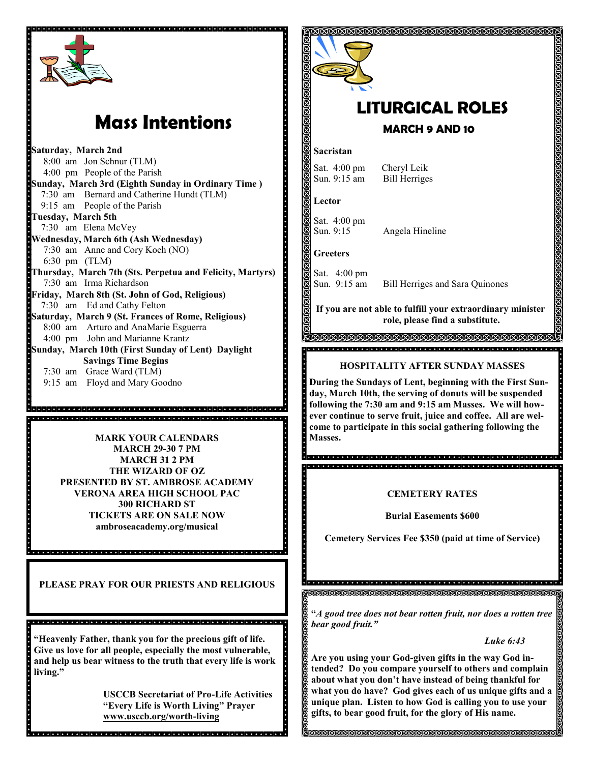# Mass Intentions

**Saturday, March 2nd**
8:00 am Jon Schnur (TLM)
4:00 pm People of the Parish

**Sunday, March 3rd (Eighth Sunday in Ordinary Time )**
7:30 am Bernard and Catherine Hundt (TLM)
9:15 am People of the Parish

**Tuesday, March 5th**
7:30 am Elena McVey

**Wednesday, March 6th (Ash Wednesday)**
7:30 am Anne and Cory Koch (NO)
6:30 pm (TLM)

**Thursday, March 7th (Sts. Perpetua and Felicity, Martyrs)**
7:30 am Irma Richardson

**Friday, March 8th (St. John of God, Religious)**
7:30 am Ed and Cathy Felton

**Saturday, March 9 (St. Frances of Rome, Religious)**
8:00 am Arturo and AnaMarie Esguerra
4:00 pm John and Marianne Krantz

**Sunday, March 10th (First Sunday of Lent) Daylight Savings Time Begins**
7:30 am Grace Ward (TLM)
9:15 am Floyd and Mary Goodno

**MARK YOUR CALENDARS**
**MARCH 29-30 7 PM**
**MARCH 31 2 PM**
**THE WIZARD OF OZ**
**PRESENTED BY ST. AMBROSE ACADEMY**
**VERONA AREA HIGH SCHOOL PAC**
**300 RICHARD ST**
**TICKETS ARE ON SALE NOW**
**ambroseacademy.org/musical**

**PLEASE PRAY FOR OUR PRIESTS AND RELIGIOUS**

**"Heavenly Father, thank you for the precious gift of life. Give us love for all people, especially the most vulnerable, and help us bear witness to the truth that every life is work living."**

**USCCB Secretariat of Pro-Life Activities**
**"Every Life is Worth Living" Prayer**
**www.usccb.org/worth-living**

# LITURGICAL ROLES

## MARCH 9 AND 10

**Sacristan**

Sat. 4:00 pm Cheryl Leik
Sun. 9:15 am Bill Herriges

**Lector**

Sat. 4:00 pm
Sun. 9:15 Angela Hineline

**Greeters**

Sat. 4:00 pm
Sun. 9:15 am Bill Herriges and Sara Quinones

**If you are not able to fulfill your extraordinary minister role, please find a substitute.**

**HOSPITALITY AFTER SUNDAY MASSES**

**During the Sundays of Lent, beginning with the First Sunday, March 10th, the serving of donuts will be suspended following the 7:30 am and 9:15 am Masses. We will however continue to serve fruit, juice and coffee. All are welcome to participate in this social gathering following the Masses.**

**CEMETERY RATES**

**Burial Easements $600**

**Cemetery Services Fee $350 (paid at time of Service)**

***"A good tree does not bear rotten fruit, nor does a rotten tree bear good fruit."***

***Luke 6:43***

**Are you using your God-given gifts in the way God intended? Do you compare yourself to others and complain about what you don't have instead of being thankful for what you do have? God gives each of us unique gifts and a unique plan. Listen to how God is calling you to use your gifts, to bear good fruit, for the glory of His name.**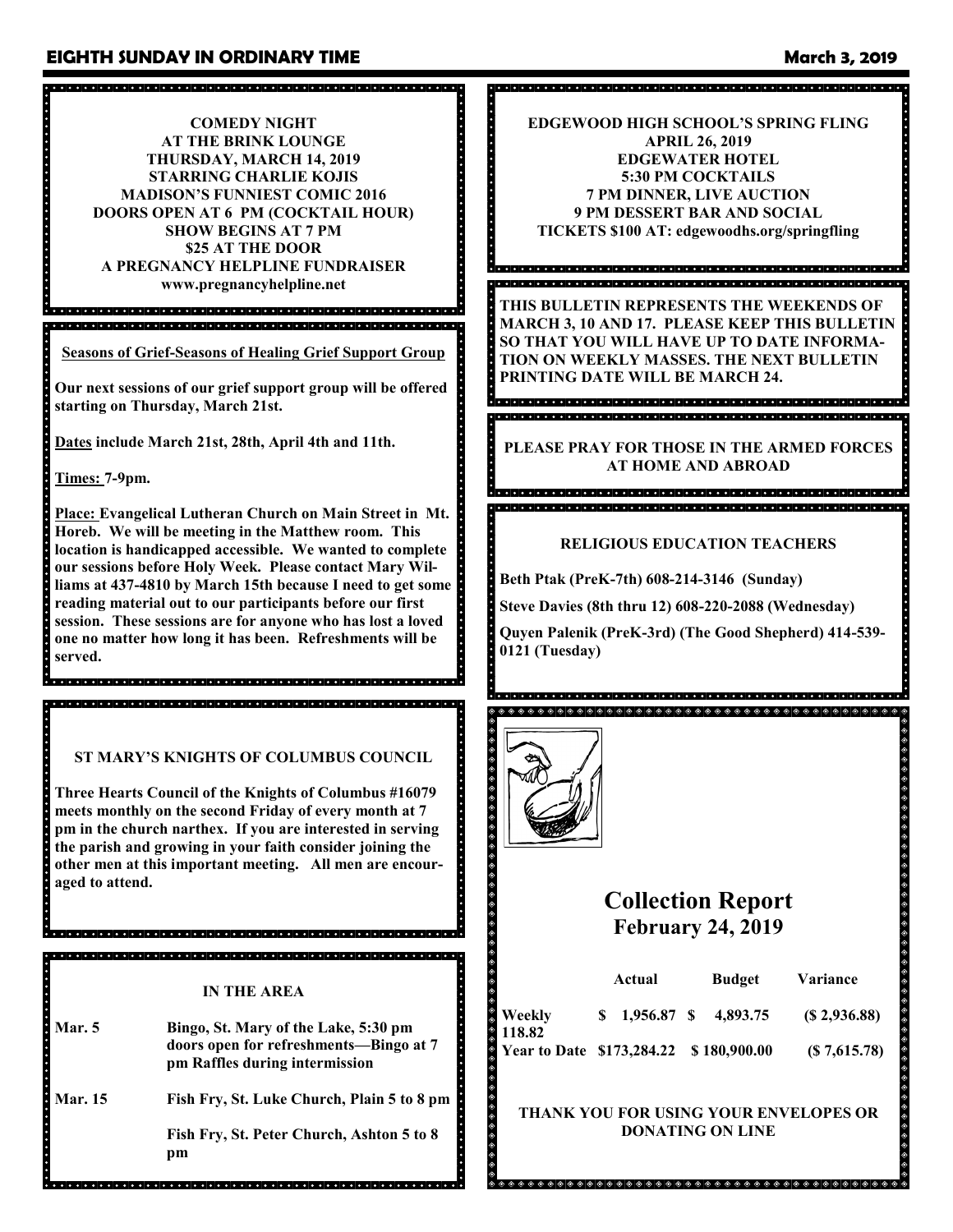**COMEDY NIGHT**
**AT THE BRINK LOUNGE**
**THURSDAY, MARCH 14, 2019**
**STARRING CHARLIE KOJIS**
**MADISON'S FUNNIEST COMIC 2016**
**DOORS OPEN AT 6 PM (COCKTAIL HOUR)**
**SHOW BEGINS AT 7 PM**
**$25 AT THE DOOR**
**A PREGNANCY HELPLINE FUNDRAISER**
**www.pregnancyhelpline.net**

**Seasons of Grief-Seasons of Healing Grief Support Group**

**Our next sessions of our grief support group will be offered starting on Thursday, March 21st.**

**Dates include March 21st, 28th, April 4th and 11th.**

**Times: 7-9pm.**

**Place: Evangelical Lutheran Church on Main Street in Mt. Horeb. We will be meeting in the Matthew room. This location is handicapped accessible. We wanted to complete our sessions before Holy Week. Please contact Mary Williams at 437-4810 by March 15th because I need to get some reading material out to our participants before our first session. These sessions are for anyone who has lost a loved one no matter how long it has been. Refreshments will be served.**

**ST MARY'S KNIGHTS OF COLUMBUS COUNCIL**

**Three Hearts Council of the Knights of Columbus #16079 meets monthly on the second Friday of every month at 7 pm in the church narthex. If you are interested in serving the parish and growing in your faith consider joining the other men at this important meeting. All men are encouraged to attend.**

**IN THE AREA**

| | |
|---|---|
| **Mar. 5** | **Bingo, St. Mary of the Lake, 5:30 pm doors open for refreshments—Bingo at 7 pm Raffles during intermission** |
| **Mar. 15** | **Fish Fry, St. Luke Church, Plain 5 to 8 pm** |
| | **Fish Fry, St. Peter Church, Ashton 5 to 8 pm** |

**EDGEWOOD HIGH SCHOOL'S SPRING FLING**
**APRIL 26, 2019**
**EDGEWATER HOTEL**
**5:30 PM COCKTAILS**
**7 PM DINNER, LIVE AUCTION**
**9 PM DESSERT BAR AND SOCIAL**
**TICKETS $100 AT: edgewoodhs.org/springfling**

**THIS BULLETIN REPRESENTS THE WEEKENDS OF MARCH 3, 10 AND 17. PLEASE KEEP THIS BULLETIN SO THAT YOU WILL HAVE UP TO DATE INFORMATION ON WEEKLY MASSES. THE NEXT BULLETIN PRINTING DATE WILL BE MARCH 24.**

**PLEASE PRAY FOR THOSE IN THE ARMED FORCES AT HOME AND ABROAD**

**RELIGIOUS EDUCATION TEACHERS**

**Beth Ptak (PreK-7th) 608-214-3146 (Sunday)**

**Steve Davies (8th thru 12) 608-220-2088 (Wednesday)**

**Quyen Palenik (PreK-3rd) (The Good Shepherd) 414-539-0121 (Tuesday)**

## Collection Report
### February 24, 2019

| | Actual | Budget | Variance |
|---|---|---|---|
| Weekly 118.82 | $ 1,956.87 | $ 4,893.75 | ($ 2,936.88) |
| Year to Date | $173,284.22 | $ 180,900.00 | ($ 7,615.78) |

**THANK YOU FOR USING YOUR ENVELOPES OR DONATING ON LINE**